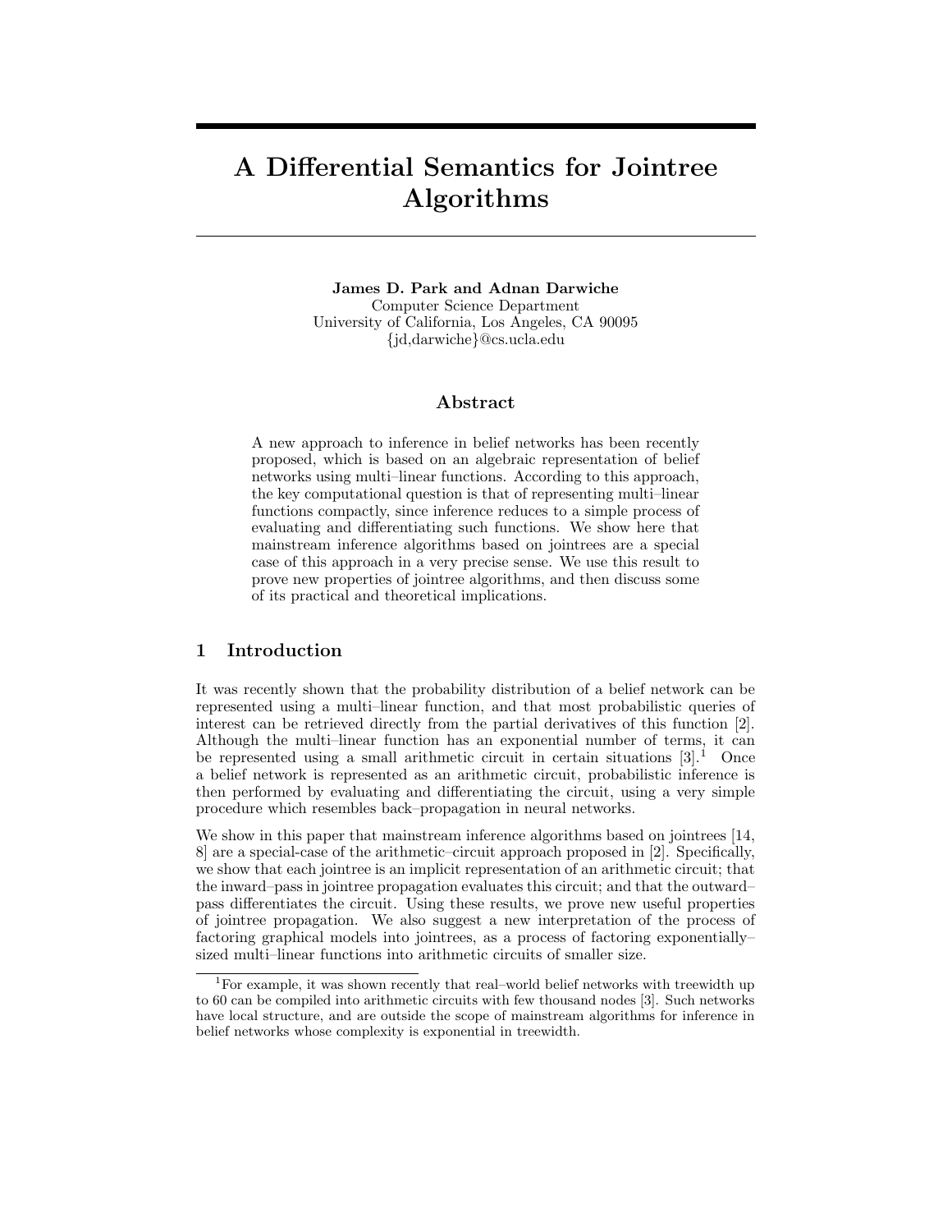# A Differential Semantics for Jointree Algorithms

**James D. Park and Adnan Darwiche**
Computer Science Department
University of California, Los Angeles, CA 90095
{jd,darwiche}@cs.ucla.edu

## Abstract

A new approach to inference in belief networks has been recently proposed, which is based on an algebraic representation of belief networks using multi–linear functions. According to this approach, the key computational question is that of representing multi–linear functions compactly, since inference reduces to a simple process of evaluating and differentiating such functions. We show here that mainstream inference algorithms based on jointrees are a special case of this approach in a very precise sense. We use this result to prove new properties of jointree algorithms, and then discuss some of its practical and theoretical implications.

## 1 Introduction

It was recently shown that the probability distribution of a belief network can be represented using a multi–linear function, and that most probabilistic queries of interest can be retrieved directly from the partial derivatives of this function [2]. Although the multi–linear function has an exponential number of terms, it can be represented using a small arithmetic circuit in certain situations [3].[1] Once a belief network is represented as an arithmetic circuit, probabilistic inference is then performed by evaluating and differentiating the circuit, using a very simple procedure which resembles back–propagation in neural networks.

We show in this paper that mainstream inference algorithms based on jointrees [14, 8] are a special-case of the arithmetic–circuit approach proposed in [2]. Specifically, we show that each jointree is an implicit representation of an arithmetic circuit; that the inward–pass in jointree propagation evaluates this circuit; and that the outward–pass differentiates the circuit. Using these results, we prove new useful properties of jointree propagation. We also suggest a new interpretation of the process of factoring graphical models into jointrees, as a process of factoring exponentially–sized multi–linear functions into arithmetic circuits of smaller size.

[1] For example, it was shown recently that real–world belief networks with treewidth up to 60 can be compiled into arithmetic circuits with few thousand nodes [3]. Such networks have local structure, and are outside the scope of mainstream algorithms for inference in belief networks whose complexity is exponential in treewidth.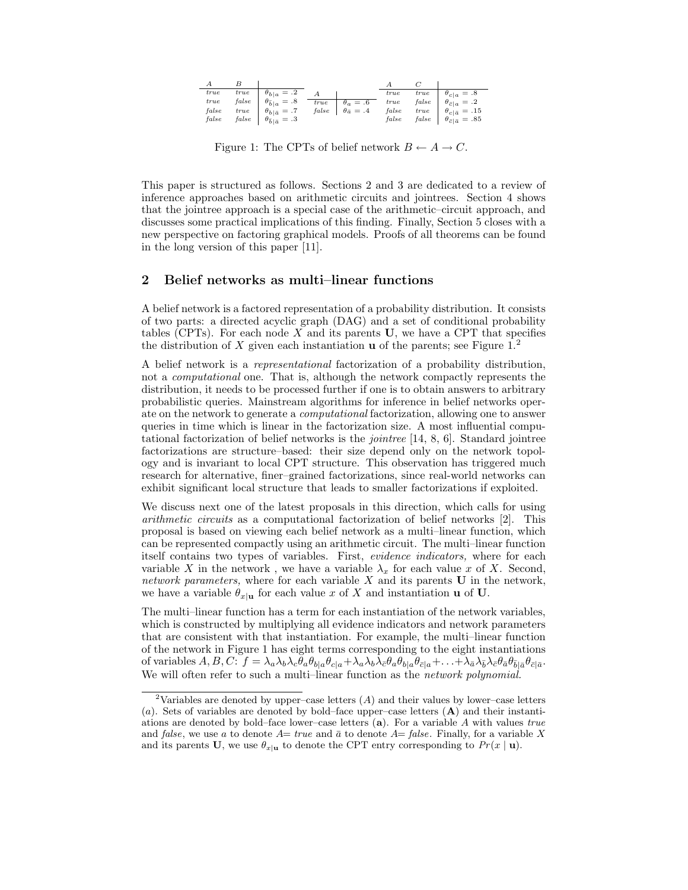| $A$ | $B$ | |
|---|---|---|
| *true* | *true* | $\theta_{b\|a} = .2$ |
| *true* | *false* | $\theta_{\bar{b}\|a} = .8$ |
| *false* | *true* | $\theta_{b\|\bar{a}} = .7$ |
| *false* | *false* | $\theta_{\bar{b}\|\bar{a}} = .3$ |

| $A$ | |
|---|---|
| *true* | $\theta_a = .6$ |
| *false* | $\theta_{\bar{a}} = .4$ |

| $A$ | $C$ | |
|---|---|---|
| *true* | *true* | $\theta_{c\|a} = .8$ |
| *true* | *false* | $\theta_{\bar{c}\|a} = .2$ |
| *false* | *true* | $\theta_{c\|\bar{a}} = .15$ |
| *false* | *false* | $\theta_{\bar{c}\|\bar{a}} = .85$ |

Figure 1: The CPTs of belief network $B \leftarrow A \rightarrow C$.

This paper is structured as follows. Sections 2 and 3 are dedicated to a review of inference approaches based on arithmetic circuits and jointrees. Section 4 shows that the jointree approach is a special case of the arithmetic–circuit approach, and discusses some practical implications of this finding. Finally, Section 5 closes with a new perspective on factoring graphical models. Proofs of all theorems can be found in the long version of this paper [11].

## 2 Belief networks as multi–linear functions

A belief network is a factored representation of a probability distribution. It consists of two parts: a directed acyclic graph (DAG) and a set of conditional probability tables (CPTs). For each node $X$ and its parents $\mathbf{U}$, we have a CPT that specifies the distribution of $X$ given each instantiation $\mathbf{u}$ of the parents; see Figure 1.[2]

A belief network is a *representational* factorization of a probability distribution, not a *computational* one. That is, although the network compactly represents the distribution, it needs to be processed further if one is to obtain answers to arbitrary probabilistic queries. Mainstream algorithms for inference in belief networks operate on the network to generate a *computational* factorization, allowing one to answer queries in time which is linear in the factorization size. A most influential computational factorization of belief networks is the *jointree* [14, 8, 6]. Standard jointree factorizations are structure–based: their size depend only on the network topology and is invariant to local CPT structure. This observation has triggered much research for alternative, finer–grained factorizations, since real-world networks can exhibit significant local structure that leads to smaller factorizations if exploited.

We discuss next one of the latest proposals in this direction, which calls for using *arithmetic circuits* as a computational factorization of belief networks [2]. This proposal is based on viewing each belief network as a multi–linear function, which can be represented compactly using an arithmetic circuit. The multi–linear function itself contains two types of variables. First, *evidence indicators,* where for each variable $X$ in the network , we have a variable $\lambda_x$ for each value $x$ of $X$. Second, *network parameters,* where for each variable $X$ and its parents $\mathbf{U}$ in the network, we have a variable $\theta_{x|\mathbf{u}}$ for each value $x$ of $X$ and instantiation $\mathbf{u}$ of $\mathbf{U}$.

The multi–linear function has a term for each instantiation of the network variables, which is constructed by multiplying all evidence indicators and network parameters that are consistent with that instantiation. For example, the multi–linear function of the network in Figure 1 has eight terms corresponding to the eight instantiations of variables $A, B, C$: $f = \lambda_a\lambda_b\lambda_c\theta_a\theta_{b|a}\theta_{c|a} + \lambda_a\lambda_b\lambda_{\bar{c}}\theta_a\theta_{b|a}\theta_{\bar{c}|a} + \ldots + \lambda_{\bar{a}}\lambda_{\bar{b}}\lambda_{\bar{c}}\theta_{\bar{a}}\theta_{\bar{b}|\bar{a}}\theta_{\bar{c}|\bar{a}}$. We will often refer to such a multi–linear function as the *network polynomial.*

[2] Variables are denoted by upper–case letters ($A$) and their values by lower–case letters ($a$). Sets of variables are denoted by bold–face upper–case letters ($\mathbf{A}$) and their instantiations are denoted by bold–face lower–case letters ($\mathbf{a}$). For a variable $A$ with values *true* and *false*, we use $a$ to denote $A$= *true* and $\bar{a}$ to denote $A$= *false*. Finally, for a variable $X$ and its parents $\mathbf{U}$, we use $\theta_{x|\mathbf{u}}$ to denote the CPT entry corresponding to $Pr(x \mid \mathbf{u})$.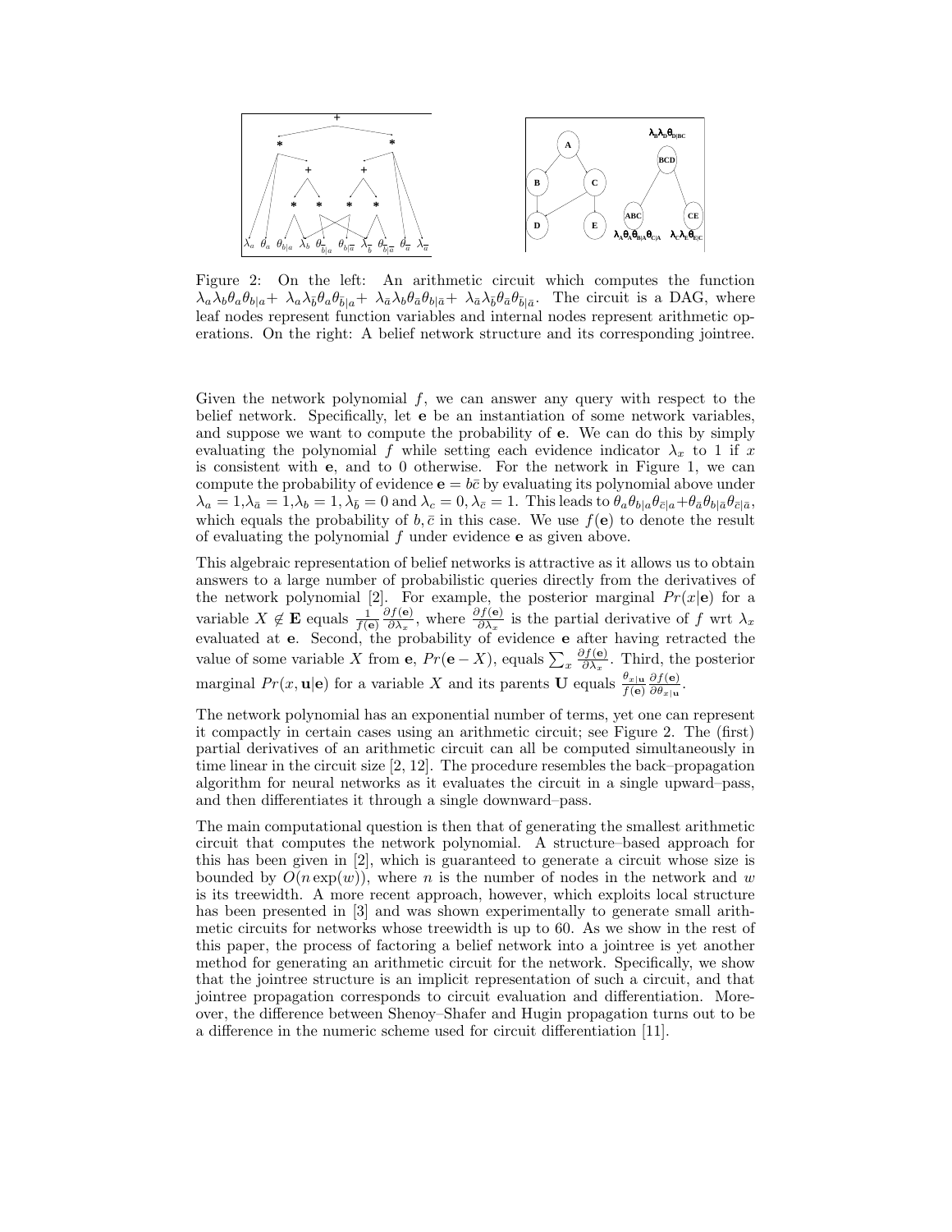Figure 2: On the left: An arithmetic circuit which computes the function $\lambda_a\lambda_b\theta_a\theta_{b|a} + \lambda_a\lambda_{\bar{b}}\theta_a\theta_{\bar{b}|a} + \lambda_{\bar{a}}\lambda_b\theta_{\bar{a}}\theta_{b|\bar{a}} + \lambda_{\bar{a}}\lambda_{\bar{b}}\theta_{\bar{a}}\theta_{\bar{b}|\bar{a}}$. The circuit is a DAG, where leaf nodes represent function variables and internal nodes represent arithmetic operations. On the right: A belief network structure and its corresponding jointree.

Given the network polynomial $f$, we can answer any query with respect to the belief network. Specifically, let $\mathbf{e}$ be an instantiation of some network variables, and suppose we want to compute the probability of $\mathbf{e}$. We can do this by simply evaluating the polynomial $f$ while setting each evidence indicator $\lambda_x$ to 1 if $x$ is consistent with $\mathbf{e}$, and to 0 otherwise. For the network in Figure 1, we can compute the probability of evidence $\mathbf{e} = b\bar{c}$ by evaluating its polynomial above under $\lambda_a = 1, \lambda_{\bar{a}} = 1, \lambda_b = 1, \lambda_{\bar{b}} = 0$ and $\lambda_c = 0, \lambda_{\bar{c}} = 1$. This leads to $\theta_a\theta_{b|a}\theta_{\bar{c}|a} + \theta_{\bar{a}}\theta_{b|\bar{a}}\theta_{\bar{c}|\bar{a}}$, which equals the probability of $b, \bar{c}$ in this case. We use $f(\mathbf{e})$ to denote the result of evaluating the polynomial $f$ under evidence $\mathbf{e}$ as given above.

This algebraic representation of belief networks is attractive as it allows us to obtain answers to a large number of probabilistic queries directly from the derivatives of the network polynomial [2]. For example, the posterior marginal $Pr(x|\mathbf{e})$ for a variable $X \notin \mathbf{E}$ equals $\frac{1}{f(\mathbf{e})}\frac{\partial f(\mathbf{e})}{\partial \lambda_x}$, where $\frac{\partial f(\mathbf{e})}{\partial \lambda_x}$ is the partial derivative of $f$ wrt $\lambda_x$ evaluated at $\mathbf{e}$. Second, the probability of evidence $\mathbf{e}$ after having retracted the value of some variable $X$ from $\mathbf{e}$, $Pr(\mathbf{e} - X)$, equals $\sum_x \frac{\partial f(\mathbf{e})}{\partial \lambda_x}$. Third, the posterior marginal $Pr(x, \mathbf{u}|\mathbf{e})$ for a variable $X$ and its parents $\mathbf{U}$ equals $\frac{\theta_{x|\mathbf{u}}}{f(\mathbf{e})}\frac{\partial f(\mathbf{e})}{\partial \theta_{x|\mathbf{u}}}$.

The network polynomial has an exponential number of terms, yet one can represent it compactly in certain cases using an arithmetic circuit; see Figure 2. The (first) partial derivatives of an arithmetic circuit can all be computed simultaneously in time linear in the circuit size [2, 12]. The procedure resembles the back–propagation algorithm for neural networks as it evaluates the circuit in a single upward–pass, and then differentiates it through a single downward–pass.

The main computational question is then that of generating the smallest arithmetic circuit that computes the network polynomial. A structure–based approach for this has been given in [2], which is guaranteed to generate a circuit whose size is bounded by $O(n \exp(w))$, where $n$ is the number of nodes in the network and $w$ is its treewidth. A more recent approach, however, which exploits local structure has been presented in [3] and was shown experimentally to generate small arithmetic circuits for networks whose treewidth is up to 60. As we show in the rest of this paper, the process of factoring a belief network into a jointree is yet another method for generating an arithmetic circuit for the network. Specifically, we show that the jointree structure is an implicit representation of such a circuit, and that jointree propagation corresponds to circuit evaluation and differentiation. Moreover, the difference between Shenoy–Shafer and Hugin propagation turns out to be a difference in the numeric scheme used for circuit differentiation [11].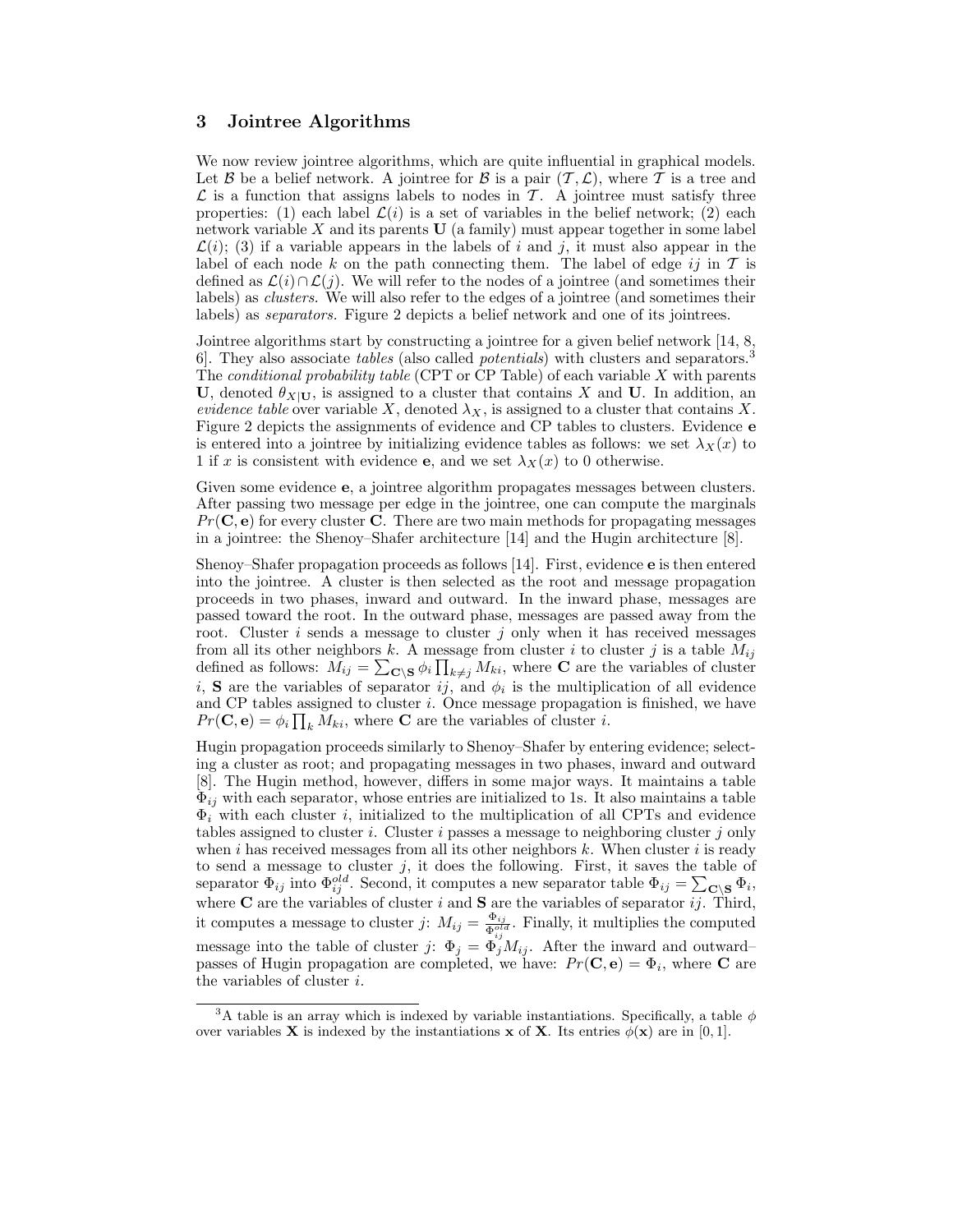## 3 Jointree Algorithms

We now review jointree algorithms, which are quite influential in graphical models. Let $\mathcal{B}$ be a belief network. A jointree for $\mathcal{B}$ is a pair $(\mathcal{T}, \mathcal{L})$, where $\mathcal{T}$ is a tree and $\mathcal{L}$ is a function that assigns labels to nodes in $\mathcal{T}$. A jointree must satisfy three properties: (1) each label $\mathcal{L}(i)$ is a set of variables in the belief network; (2) each network variable $X$ and its parents $\mathbf{U}$ (a family) must appear together in some label $\mathcal{L}(i)$; (3) if a variable appears in the labels of $i$ and $j$, it must also appear in the label of each node $k$ on the path connecting them. The label of edge $ij$ in $\mathcal{T}$ is defined as $\mathcal{L}(i) \cap \mathcal{L}(j)$. We will refer to the nodes of a jointree (and sometimes their labels) as *clusters*. We will also refer to the edges of a jointree (and sometimes their labels) as *separators*. Figure 2 depicts a belief network and one of its jointrees.

Jointree algorithms start by constructing a jointree for a given belief network [14, 8, 6]. They also associate *tables* (also called *potentials*) with clusters and separators.[3] The *conditional probability table* (CPT or CP Table) of each variable $X$ with parents $\mathbf{U}$, denoted $\theta_{X|\mathbf{U}}$, is assigned to a cluster that contains $X$ and $\mathbf{U}$. In addition, an *evidence table* over variable $X$, denoted $\lambda_X$, is assigned to a cluster that contains $X$. Figure 2 depicts the assignments of evidence and CP tables to clusters. Evidence $\mathbf{e}$ is entered into a jointree by initializing evidence tables as follows: we set $\lambda_X(x)$ to 1 if $x$ is consistent with evidence $\mathbf{e}$, and we set $\lambda_X(x)$ to 0 otherwise.

Given some evidence $\mathbf{e}$, a jointree algorithm propagates messages between clusters. After passing two message per edge in the jointree, one can compute the marginals $Pr(\mathbf{C}, \mathbf{e})$ for every cluster $\mathbf{C}$. There are two main methods for propagating messages in a jointree: the Shenoy–Shafer architecture [14] and the Hugin architecture [8].

Shenoy–Shafer propagation proceeds as follows [14]. First, evidence $\mathbf{e}$ is then entered into the jointree. A cluster is then selected as the root and message propagation proceeds in two phases, inward and outward. In the inward phase, messages are passed toward the root. In the outward phase, messages are passed away from the root. Cluster $i$ sends a message to cluster $j$ only when it has received messages from all its other neighbors $k$. A message from cluster $i$ to cluster $j$ is a table $M_{ij}$ defined as follows: $M_{ij} = \sum_{\mathbf{C} \setminus \mathbf{S}} \phi_i \prod_{k \neq j} M_{ki}$, where $\mathbf{C}$ are the variables of cluster $i$, $\mathbf{S}$ are the variables of separator $ij$, and $\phi_i$ is the multiplication of all evidence and CP tables assigned to cluster $i$. Once message propagation is finished, we have $Pr(\mathbf{C}, \mathbf{e}) = \phi_i \prod_k M_{ki}$, where $\mathbf{C}$ are the variables of cluster $i$.

Hugin propagation proceeds similarly to Shenoy–Shafer by entering evidence; selecting a cluster as root; and propagating messages in two phases, inward and outward [8]. The Hugin method, however, differs in some major ways. It maintains a table $\Phi_{ij}$ with each separator, whose entries are initialized to 1s. It also maintains a table $\Phi_i$ with each cluster $i$, initialized to the multiplication of all CPTs and evidence tables assigned to cluster $i$. Cluster $i$ passes a message to neighboring cluster $j$ only when $i$ has received messages from all its other neighbors $k$. When cluster $i$ is ready to send a message to cluster $j$, it does the following. First, it saves the table of separator $\Phi_{ij}$ into $\Phi_{ij}^{old}$. Second, it computes a new separator table $\Phi_{ij} = \sum_{\mathbf{C} \setminus \mathbf{S}} \Phi_i$, where $\mathbf{C}$ are the variables of cluster $i$ and $\mathbf{S}$ are the variables of separator $ij$. Third, it computes a message to cluster $j$: $M_{ij} = \frac{\Phi_{ij}}{\Phi_{ij}^{old}}$. Finally, it multiplies the computed message into the table of cluster $j$: $\Phi_j = \Phi_j M_{ij}$. After the inward and outward–passes of Hugin propagation are completed, we have: $Pr(\mathbf{C}, \mathbf{e}) = \Phi_i$, where $\mathbf{C}$ are the variables of cluster $i$.

[3] A table is an array which is indexed by variable instantiations. Specifically, a table $\phi$ over variables $\mathbf{X}$ is indexed by the instantiations $\mathbf{x}$ of $\mathbf{X}$. Its entries $\phi(\mathbf{x})$ are in $[0, 1]$.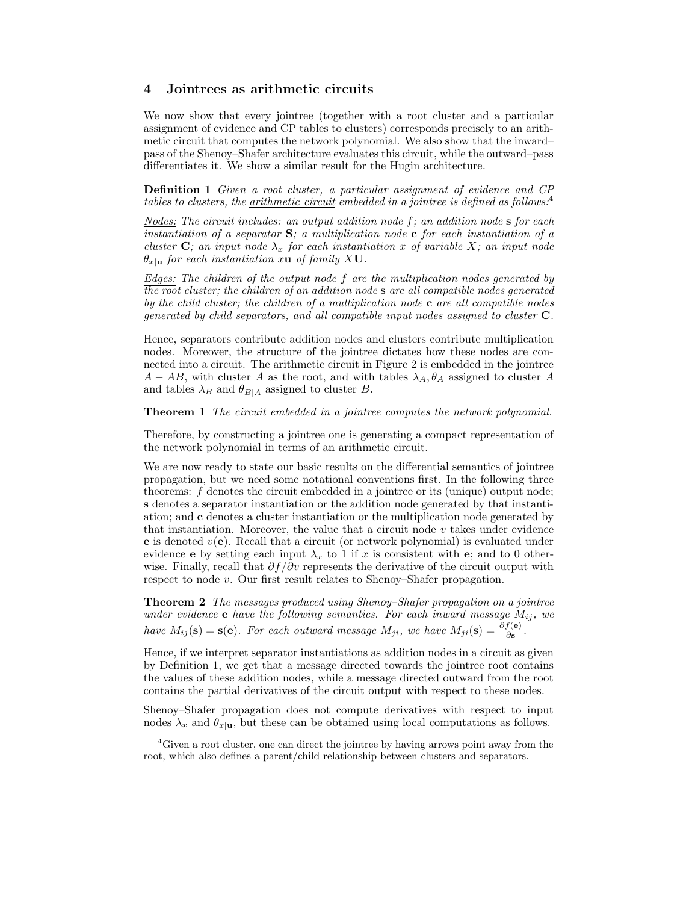## 4 Jointrees as arithmetic circuits

We now show that every jointree (together with a root cluster and a particular assignment of evidence and CP tables to clusters) corresponds precisely to an arithmetic circuit that computes the network polynomial. We also show that the inward–pass of the Shenoy–Shafer architecture evaluates this circuit, while the outward–pass differentiates it. We show a similar result for the Hugin architecture.

**Definition 1** *Given a root cluster, a particular assignment of evidence and CP tables to clusters, the* <u>*arithmetic circuit*</u> *embedded in a jointree is defined as follows:*[4]

<u>*Nodes:*</u> *The circuit includes: an output addition node $f$; an addition node $\mathbf{s}$ for each instantiation of a separator $\mathbf{S}$; a multiplication node $\mathbf{c}$ for each instantiation of a cluster $\mathbf{C}$; an input node $\lambda_x$ for each instantiation $x$ of variable $X$; an input node $\theta_{x|\mathbf{u}}$ for each instantiation $x\mathbf{u}$ of family $X\mathbf{U}$.*

<u>*Edges:*</u> *The children of the output node $f$ are the multiplication nodes generated by the root cluster; the children of an addition node $\mathbf{s}$ are all compatible nodes generated by the child cluster; the children of a multiplication node $\mathbf{c}$ are all compatible nodes generated by child separators, and all compatible input nodes assigned to cluster $\mathbf{C}$.*

Hence, separators contribute addition nodes and clusters contribute multiplication nodes. Moreover, the structure of the jointree dictates how these nodes are connected into a circuit. The arithmetic circuit in Figure 2 is embedded in the jointree $A - AB$, with cluster $A$ as the root, and with tables $\lambda_A, \theta_A$ assigned to cluster $A$ and tables $\lambda_B$ and $\theta_{B|A}$ assigned to cluster $B$.

**Theorem 1** *The circuit embedded in a jointree computes the network polynomial.*

Therefore, by constructing a jointree one is generating a compact representation of the network polynomial in terms of an arithmetic circuit.

We are now ready to state our basic results on the differential semantics of jointree propagation, but we need some notational conventions first. In the following three theorems: $f$ denotes the circuit embedded in a jointree or its (unique) output node; $\mathbf{s}$ denotes a separator instantiation or the addition node generated by that instantiation; and $\mathbf{c}$ denotes a cluster instantiation or the multiplication node generated by that instantiation. Moreover, the value that a circuit node $v$ takes under evidence $\mathbf{e}$ is denoted $v(\mathbf{e})$. Recall that a circuit (or network polynomial) is evaluated under evidence $\mathbf{e}$ by setting each input $\lambda_x$ to 1 if $x$ is consistent with $\mathbf{e}$; and to 0 otherwise. Finally, recall that $\partial f / \partial v$ represents the derivative of the circuit output with respect to node $v$. Our first result relates to Shenoy–Shafer propagation.

**Theorem 2** *The messages produced using Shenoy–Shafer propagation on a jointree under evidence $\mathbf{e}$ have the following semantics. For each inward message $M_{ij}$, we have $M_{ij}(\mathbf{s}) = \mathbf{s}(\mathbf{e})$. For each outward message $M_{ji}$, we have $M_{ji}(\mathbf{s}) = \frac{\partial f(\mathbf{e})}{\partial \mathbf{s}}$.*

Hence, if we interpret separator instantiations as addition nodes in a circuit as given by Definition 1, we get that a message directed towards the jointree root contains the values of these addition nodes, while a message directed outward from the root contains the partial derivatives of the circuit output with respect to these nodes.

Shenoy–Shafer propagation does not compute derivatives with respect to input nodes $\lambda_x$ and $\theta_{x|\mathbf{u}}$, but these can be obtained using local computations as follows.

[4] Given a root cluster, one can direct the jointree by having arrows point away from the root, which also defines a parent/child relationship between clusters and separators.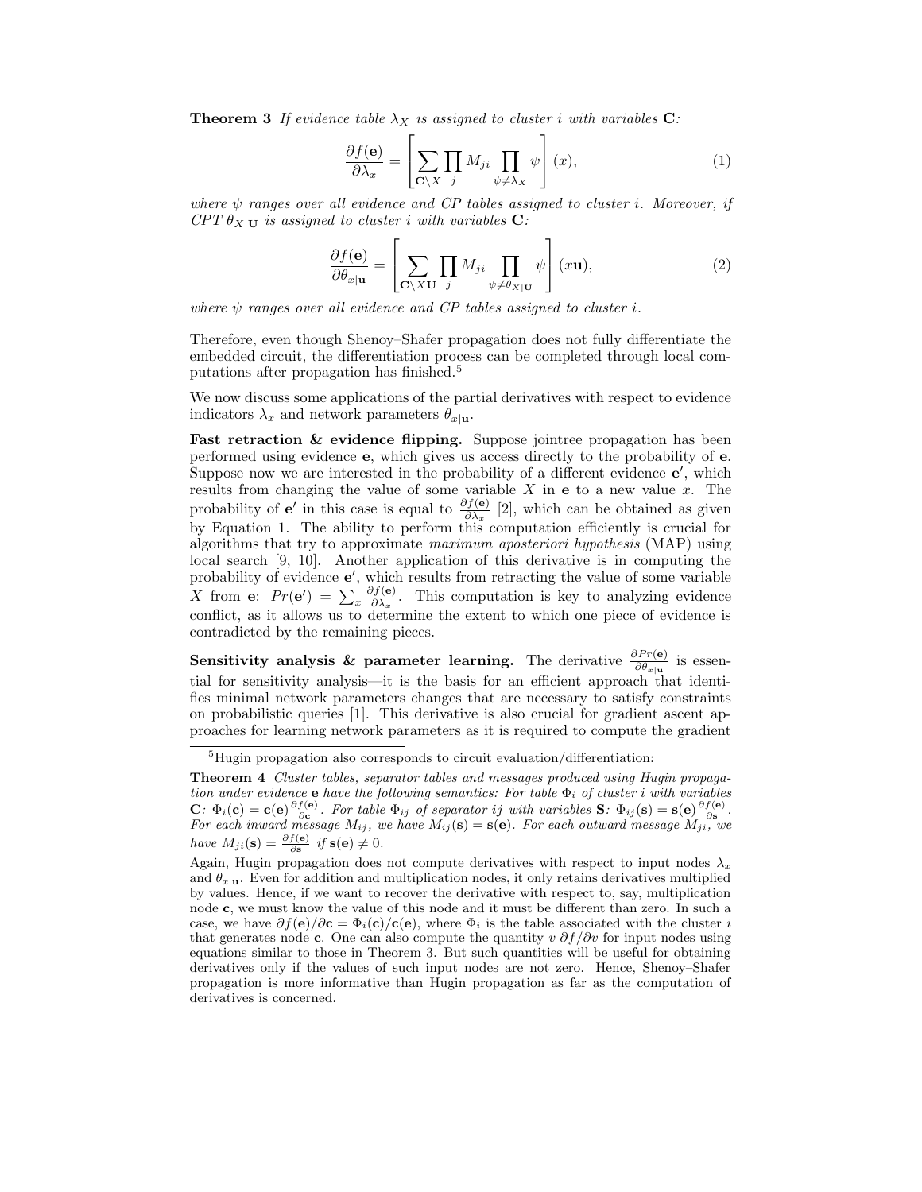**Theorem 3** *If evidence table $\lambda_X$ is assigned to cluster $i$ with variables $\mathbf{C}$:*

$$\frac{\partial f(\mathbf{e})}{\partial \lambda_x} = \left[ \sum_{\mathbf{C} \setminus X} \prod_j M_{ji} \prod_{\psi \neq \lambda_X} \psi \right](x), \tag{1}$$

*where $\psi$ ranges over all evidence and CP tables assigned to cluster $i$. Moreover, if CPT $\theta_{X|\mathbf{U}}$ is assigned to cluster $i$ with variables $\mathbf{C}$:*

$$\frac{\partial f(\mathbf{e})}{\partial \theta_{x|\mathbf{u}}} = \left[ \sum_{\mathbf{C} \setminus X\mathbf{U}} \prod_j M_{ji} \prod_{\psi \neq \theta_{X|\mathbf{U}}} \psi \right](x\mathbf{u}), \tag{2}$$

*where $\psi$ ranges over all evidence and CP tables assigned to cluster $i$.*

Therefore, even though Shenoy–Shafer propagation does not fully differentiate the embedded circuit, the differentiation process can be completed through local computations after propagation has finished.[5]

We now discuss some applications of the partial derivatives with respect to evidence indicators $\lambda_x$ and network parameters $\theta_{x|\mathbf{u}}$.

**Fast retraction & evidence flipping.** Suppose jointree propagation has been performed using evidence $\mathbf{e}$, which gives us access directly to the probability of $\mathbf{e}$. Suppose now we are interested in the probability of a different evidence $\mathbf{e}'$, which results from changing the value of some variable $X$ in $\mathbf{e}$ to a new value $x$. The probability of $\mathbf{e}'$ in this case is equal to $\frac{\partial f(\mathbf{e})}{\partial \lambda_x}$ [2], which can be obtained as given by Equation 1. The ability to perform this computation efficiently is crucial for algorithms that try to approximate *maximum aposteriori hypothesis* (MAP) using local search [9, 10]. Another application of this derivative is in computing the probability of evidence $\mathbf{e}'$, which results from retracting the value of some variable $X$ from $\mathbf{e}$: $Pr(\mathbf{e}') = \sum_x \frac{\partial f(\mathbf{e})}{\partial \lambda_x}$. This computation is key to analyzing evidence conflict, as it allows us to determine the extent to which one piece of evidence is contradicted by the remaining pieces.

**Sensitivity analysis & parameter learning.** The derivative $\frac{\partial Pr(\mathbf{e})}{\partial \theta_{x|\mathbf{u}}}$ is essential for sensitivity analysis—it is the basis for an efficient approach that identifies minimal network parameters changes that are necessary to satisfy constraints on probabilistic queries [1]. This derivative is also crucial for gradient ascent approaches for learning network parameters as it is required to compute the gradient

---

[5] Hugin propagation also corresponds to circuit evaluation/differentiation:

**Theorem 4** *Cluster tables, separator tables and messages produced using Hugin propagation under evidence $\mathbf{e}$ have the following semantics: For table $\Phi_i$ of cluster $i$ with variables $\mathbf{C}$: $\Phi_i(\mathbf{c}) = \mathbf{c}(\mathbf{e})\frac{\partial f(\mathbf{e})}{\partial \mathbf{c}}$. For table $\Phi_{ij}$ of separator $ij$ with variables $\mathbf{S}$: $\Phi_{ij}(\mathbf{s}) = \mathbf{s}(\mathbf{e})\frac{\partial f(\mathbf{e})}{\partial \mathbf{s}}$. For each inward message $M_{ij}$, we have $M_{ij}(\mathbf{s}) = \mathbf{s}(\mathbf{e})$. For each outward message $M_{ji}$, we have $M_{ji}(\mathbf{s}) = \frac{\partial f(\mathbf{e})}{\partial \mathbf{s}}$ if $\mathbf{s}(\mathbf{e}) \neq 0$.*

Again, Hugin propagation does not compute derivatives with respect to input nodes $\lambda_x$ and $\theta_{x|\mathbf{u}}$. Even for addition and multiplication nodes, it only retains derivatives multiplied by values. Hence, if we want to recover the derivative with respect to, say, multiplication node $\mathbf{c}$, we must know the value of this node and it must be different than zero. In such a case, we have $\partial f(\mathbf{e})/\partial \mathbf{c} = \Phi_i(\mathbf{c})/\mathbf{c}(\mathbf{e})$, where $\Phi_i$ is the table associated with the cluster $i$ that generates node $\mathbf{c}$. One can also compute the quantity $v\ \partial f/\partial v$ for input nodes using equations similar to those in Theorem 3. But such quantities will be useful for obtaining derivatives only if the values of such input nodes are not zero. Hence, Shenoy–Shafer propagation is more informative than Hugin propagation as far as the computation of derivatives is concerned.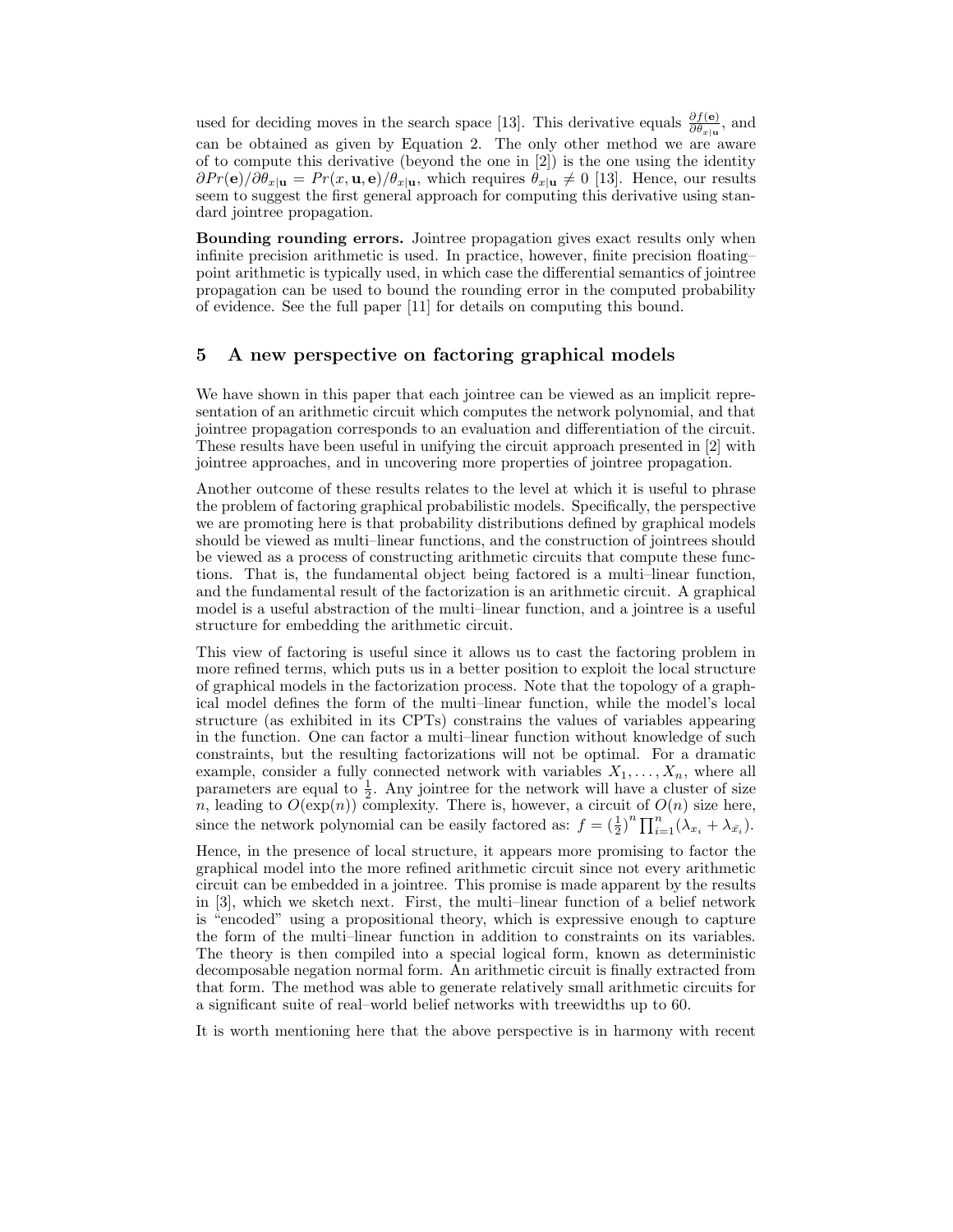used for deciding moves in the search space [13]. This derivative equals $\frac{\partial f(\mathbf{e})}{\partial \theta_{x|\mathbf{u}}}$, and can be obtained as given by Equation 2. The only other method we are aware of to compute this derivative (beyond the one in [2]) is the one using the identity $\partial Pr(\mathbf{e})/\partial \theta_{x|\mathbf{u}} = Pr(x, \mathbf{u}, \mathbf{e})/\theta_{x|\mathbf{u}}$, which requires $\theta_{x|\mathbf{u}} \neq 0$ [13]. Hence, our results seem to suggest the first general approach for computing this derivative using standard jointree propagation.

**Bounding rounding errors.** Jointree propagation gives exact results only when infinite precision arithmetic is used. In practice, however, finite precision floating–point arithmetic is typically used, in which case the differential semantics of jointree propagation can be used to bound the rounding error in the computed probability of evidence. See the full paper [11] for details on computing this bound.

## 5 A new perspective on factoring graphical models

We have shown in this paper that each jointree can be viewed as an implicit representation of an arithmetic circuit which computes the network polynomial, and that jointree propagation corresponds to an evaluation and differentiation of the circuit. These results have been useful in unifying the circuit approach presented in [2] with jointree approaches, and in uncovering more properties of jointree propagation.

Another outcome of these results relates to the level at which it is useful to phrase the problem of factoring graphical probabilistic models. Specifically, the perspective we are promoting here is that probability distributions defined by graphical models should be viewed as multi–linear functions, and the construction of jointrees should be viewed as a process of constructing arithmetic circuits that compute these functions. That is, the fundamental object being factored is a multi–linear function, and the fundamental result of the factorization is an arithmetic circuit. A graphical model is a useful abstraction of the multi–linear function, and a jointree is a useful structure for embedding the arithmetic circuit.

This view of factoring is useful since it allows us to cast the factoring problem in more refined terms, which puts us in a better position to exploit the local structure of graphical models in the factorization process. Note that the topology of a graphical model defines the form of the multi–linear function, while the model's local structure (as exhibited in its CPTs) constrains the values of variables appearing in the function. One can factor a multi–linear function without knowledge of such constraints, but the resulting factorizations will not be optimal. For a dramatic example, consider a fully connected network with variables $X_1, \ldots, X_n$, where all parameters are equal to $\frac{1}{2}$. Any jointree for the network will have a cluster of size $n$, leading to $O(\exp(n))$ complexity. There is, however, a circuit of $O(n)$ size here, since the network polynomial can be easily factored as: $f = (\frac{1}{2})^n \prod_{i=1}^{n}(\lambda_{x_i} + \lambda_{\bar{x}_i})$.

Hence, in the presence of local structure, it appears more promising to factor the graphical model into the more refined arithmetic circuit since not every arithmetic circuit can be embedded in a jointree. This promise is made apparent by the results in [3], which we sketch next. First, the multi–linear function of a belief network is "encoded" using a propositional theory, which is expressive enough to capture the form of the multi–linear function in addition to constraints on its variables. The theory is then compiled into a special logical form, known as deterministic decomposable negation normal form. An arithmetic circuit is finally extracted from that form. The method was able to generate relatively small arithmetic circuits for a significant suite of real–world belief networks with treewidths up to 60.

It is worth mentioning here that the above perspective is in harmony with recent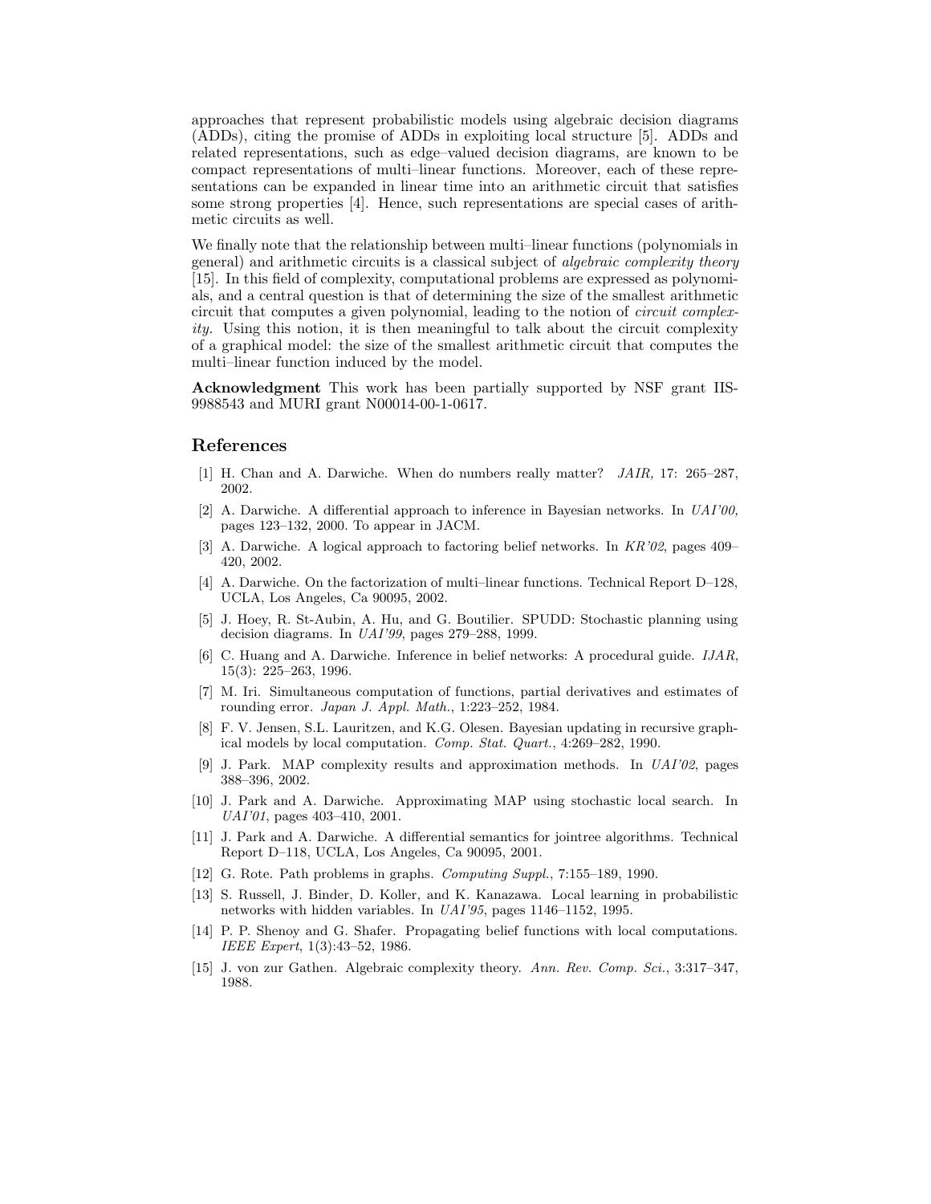approaches that represent probabilistic models using algebraic decision diagrams (ADDs), citing the promise of ADDs in exploiting local structure [5]. ADDs and related representations, such as edge–valued decision diagrams, are known to be compact representations of multi–linear functions. Moreover, each of these representations can be expanded in linear time into an arithmetic circuit that satisfies some strong properties [4]. Hence, such representations are special cases of arithmetic circuits as well.

We finally note that the relationship between multi–linear functions (polynomials in general) and arithmetic circuits is a classical subject of *algebraic complexity theory* [15]. In this field of complexity, computational problems are expressed as polynomials, and a central question is that of determining the size of the smallest arithmetic circuit that computes a given polynomial, leading to the notion of *circuit complexity.* Using this notion, it is then meaningful to talk about the circuit complexity of a graphical model: the size of the smallest arithmetic circuit that computes the multi–linear function induced by the model.

**Acknowledgment** This work has been partially supported by NSF grant IIS-9988543 and MURI grant N00014-00-1-0617.

## References

[1] H. Chan and A. Darwiche. When do numbers really matter? *JAIR,* 17: 265–287, 2002.

[2] A. Darwiche. A differential approach to inference in Bayesian networks. In *UAI'00,* pages 123–132, 2000. To appear in JACM.

[3] A. Darwiche. A logical approach to factoring belief networks. In *KR'02*, pages 409–420, 2002.

[4] A. Darwiche. On the factorization of multi–linear functions. Technical Report D–128, UCLA, Los Angeles, Ca 90095, 2002.

[5] J. Hoey, R. St-Aubin, A. Hu, and G. Boutilier. SPUDD: Stochastic planning using decision diagrams. In *UAI'99*, pages 279–288, 1999.

[6] C. Huang and A. Darwiche. Inference in belief networks: A procedural guide. *IJAR*, 15(3): 225–263, 1996.

[7] M. Iri. Simultaneous computation of functions, partial derivatives and estimates of rounding error. *Japan J. Appl. Math.*, 1:223–252, 1984.

[8] F. V. Jensen, S.L. Lauritzen, and K.G. Olesen. Bayesian updating in recursive graphical models by local computation. *Comp. Stat. Quart.*, 4:269–282, 1990.

[9] J. Park. MAP complexity results and approximation methods. In *UAI'02*, pages 388–396, 2002.

[10] J. Park and A. Darwiche. Approximating MAP using stochastic local search. In *UAI'01*, pages 403–410, 2001.

[11] J. Park and A. Darwiche. A differential semantics for jointree algorithms. Technical Report D–118, UCLA, Los Angeles, Ca 90095, 2001.

[12] G. Rote. Path problems in graphs. *Computing Suppl.*, 7:155–189, 1990.

[13] S. Russell, J. Binder, D. Koller, and K. Kanazawa. Local learning in probabilistic networks with hidden variables. In *UAI'95*, pages 1146–1152, 1995.

[14] P. P. Shenoy and G. Shafer. Propagating belief functions with local computations. *IEEE Expert*, 1(3):43–52, 1986.

[15] J. von zur Gathen. Algebraic complexity theory. *Ann. Rev. Comp. Sci.*, 3:317–347, 1988.